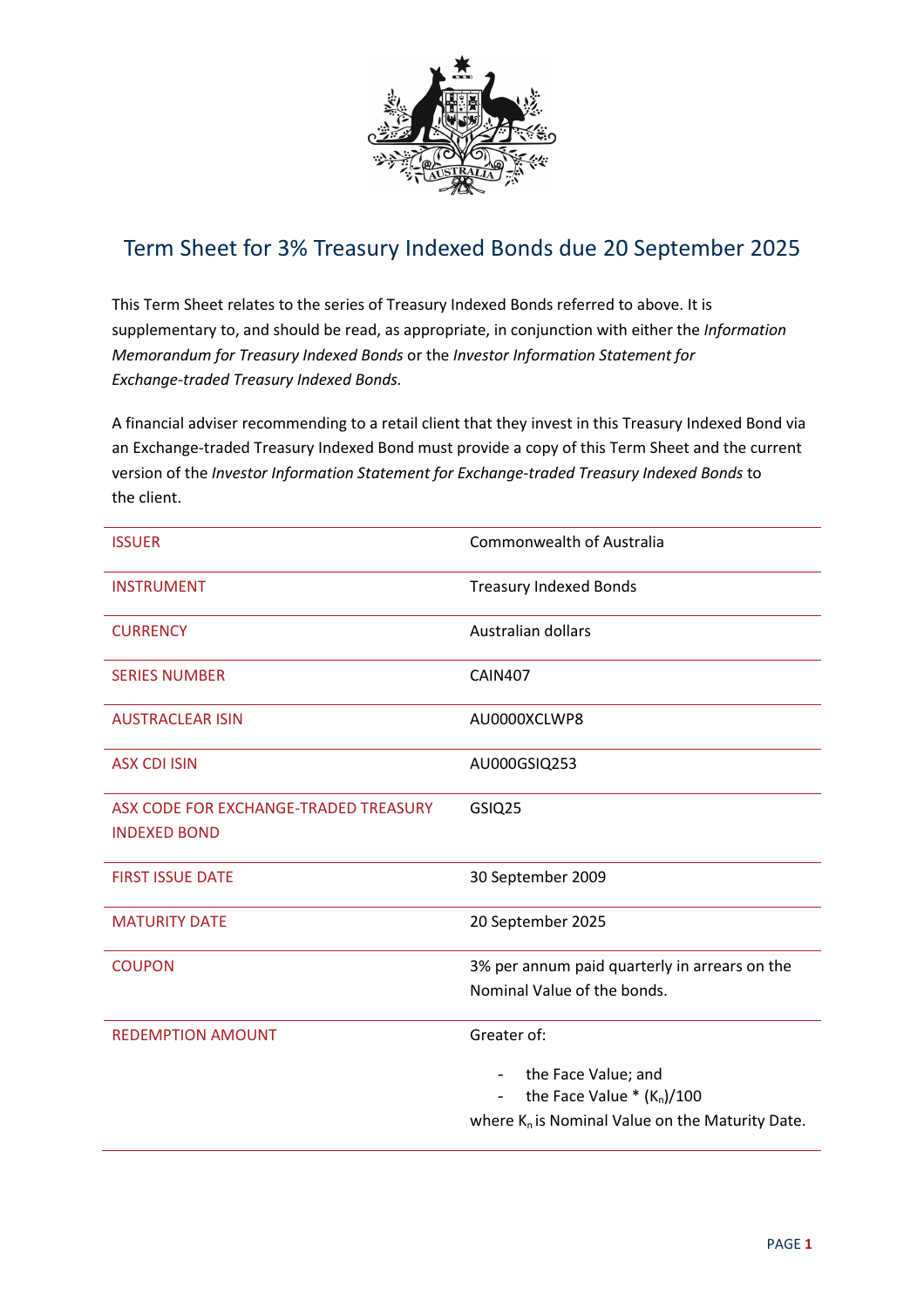# Term Sheet for 3% Treasury Indexed Bonds due 20 September 2025

This Term Sheet relates to the series of Treasury Indexed Bonds referred to above. It is supplementary to, and should be read, as appropriate, in conjunction with either the *Information Memorandum for Treasury Indexed Bonds* or the *Investor Information Statement for Exchange-traded Treasury Indexed Bonds.*

A financial adviser recommending to a retail client that they invest in this Treasury Indexed Bond via an Exchange-traded Treasury Indexed Bond must provide a copy of this Term Sheet and the current version of the *Investor Information Statement for Exchange-traded Treasury Indexed Bonds* to the client.

| | |
|---|---|
| ISSUER | Commonwealth of Australia |
| INSTRUMENT | Treasury Indexed Bonds |
| CURRENCY | Australian dollars |
| SERIES NUMBER | CAIN407 |
| AUSTRACLEAR ISIN | AU0000XCLWP8 |
| ASX CDI ISIN | AU000GSIQ253 |
| ASX CODE FOR EXCHANGE-TRADED TREASURY INDEXED BOND | GSIQ25 |
| FIRST ISSUE DATE | 30 September 2009 |
| MATURITY DATE | 20 September 2025 |
| COUPON | 3% per annum paid quarterly in arrears on the Nominal Value of the bonds. |
| REDEMPTION AMOUNT | Greater of:<br>- the Face Value; and<br>- the Face Value * $(K_n)/100$<br>where $K_n$ is Nominal Value on the Maturity Date. |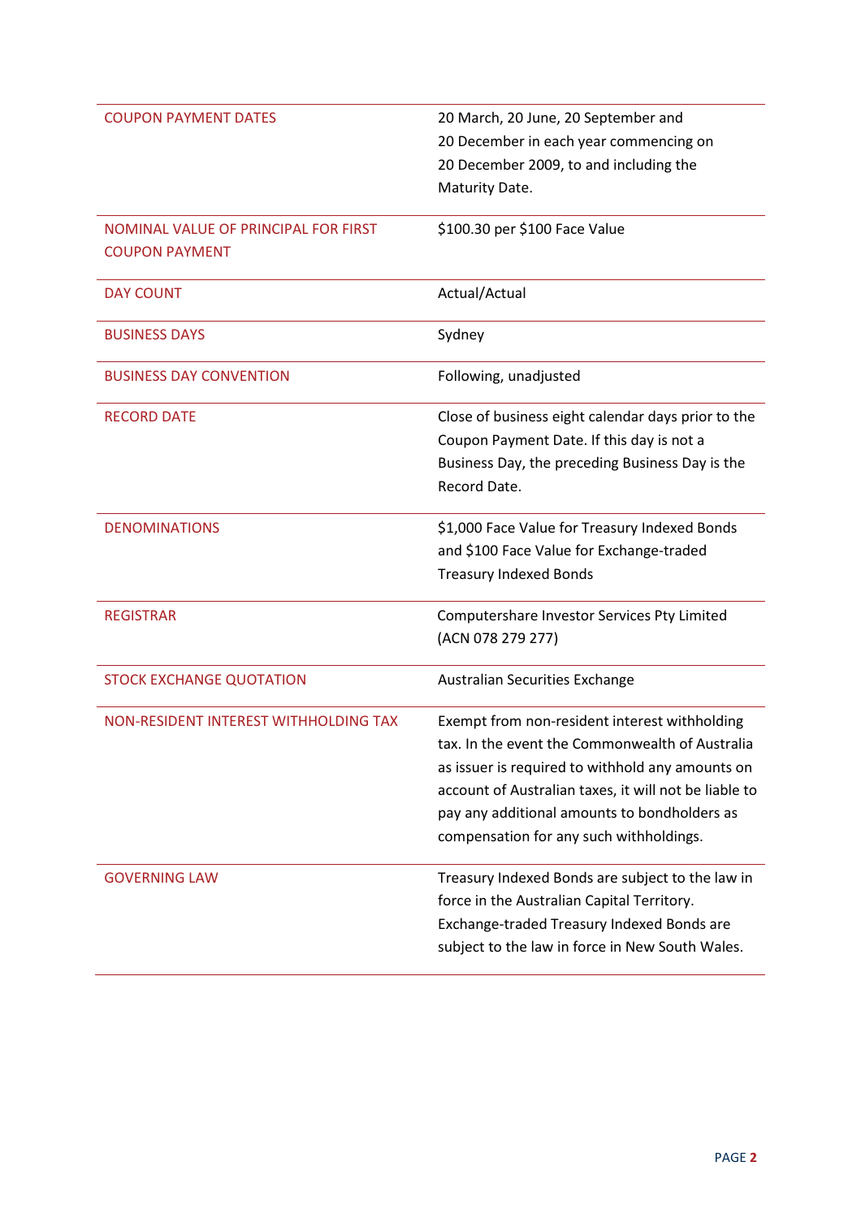| | |
|---|---|
| COUPON PAYMENT DATES | 20 March, 20 June, 20 September and 20 December in each year commencing on 20 December 2009, to and including the Maturity Date. |
| NOMINAL VALUE OF PRINCIPAL FOR FIRST COUPON PAYMENT | $100.30 per $100 Face Value |
| DAY COUNT | Actual/Actual |
| BUSINESS DAYS | Sydney |
| BUSINESS DAY CONVENTION | Following, unadjusted |
| RECORD DATE | Close of business eight calendar days prior to the Coupon Payment Date. If this day is not a Business Day, the preceding Business Day is the Record Date. |
| DENOMINATIONS | $1,000 Face Value for Treasury Indexed Bonds and $100 Face Value for Exchange-traded Treasury Indexed Bonds |
| REGISTRAR | Computershare Investor Services Pty Limited (ACN 078 279 277) |
| STOCK EXCHANGE QUOTATION | Australian Securities Exchange |
| NON-RESIDENT INTEREST WITHHOLDING TAX | Exempt from non-resident interest withholding tax. In the event the Commonwealth of Australia as issuer is required to withhold any amounts on account of Australian taxes, it will not be liable to pay any additional amounts to bondholders as compensation for any such withholdings. |
| GOVERNING LAW | Treasury Indexed Bonds are subject to the law in force in the Australian Capital Territory. Exchange-traded Treasury Indexed Bonds are subject to the law in force in New South Wales. |